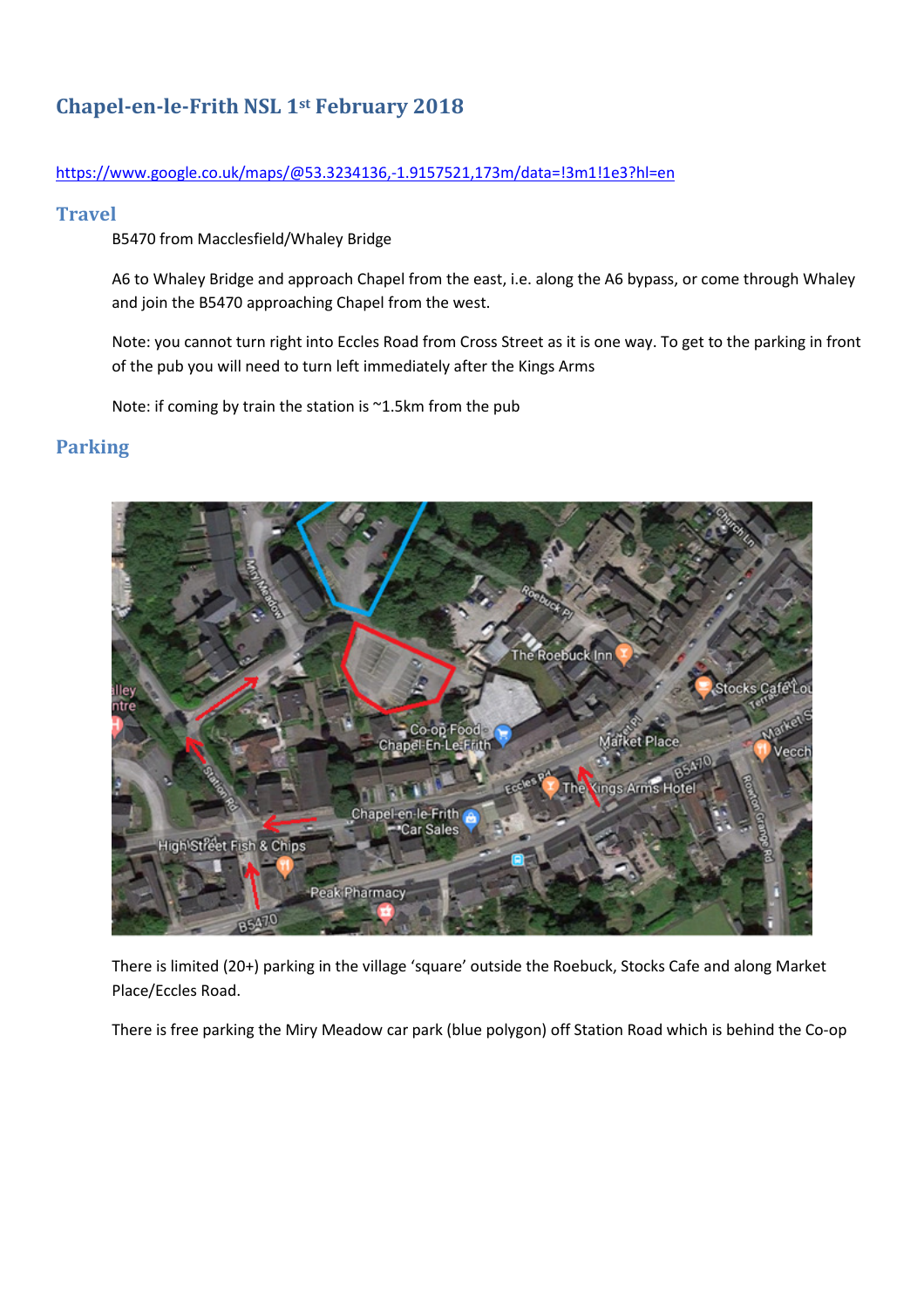# Chapel-en-le-Frith NSL 1st February 2018

https://www.google.co.uk/maps/@53.3234136,-1.9157521,173m/data=!3m1!1e3?hl=en

## Travel

B5470 from Macclesfield/Whaley Bridge

A6 to Whaley Bridge and approach Chapel from the east, i.e. along the A6 bypass, or come through Whaley and join the B5470 approaching Chapel from the west.

Note: you cannot turn right into Eccles Road from Cross Street as it is one way. To get to the parking in front of the pub you will need to turn left immediately after the Kings Arms

Note: if coming by train the station is ~1.5km from the pub

## Parking

There is limited (20+) parking in the village 'square' outside the Roebuck, Stocks Cafe and along Market Place/Eccles Road.

There is free parking the Miry Meadow car park (blue polygon) off Station Road which is behind the Co-op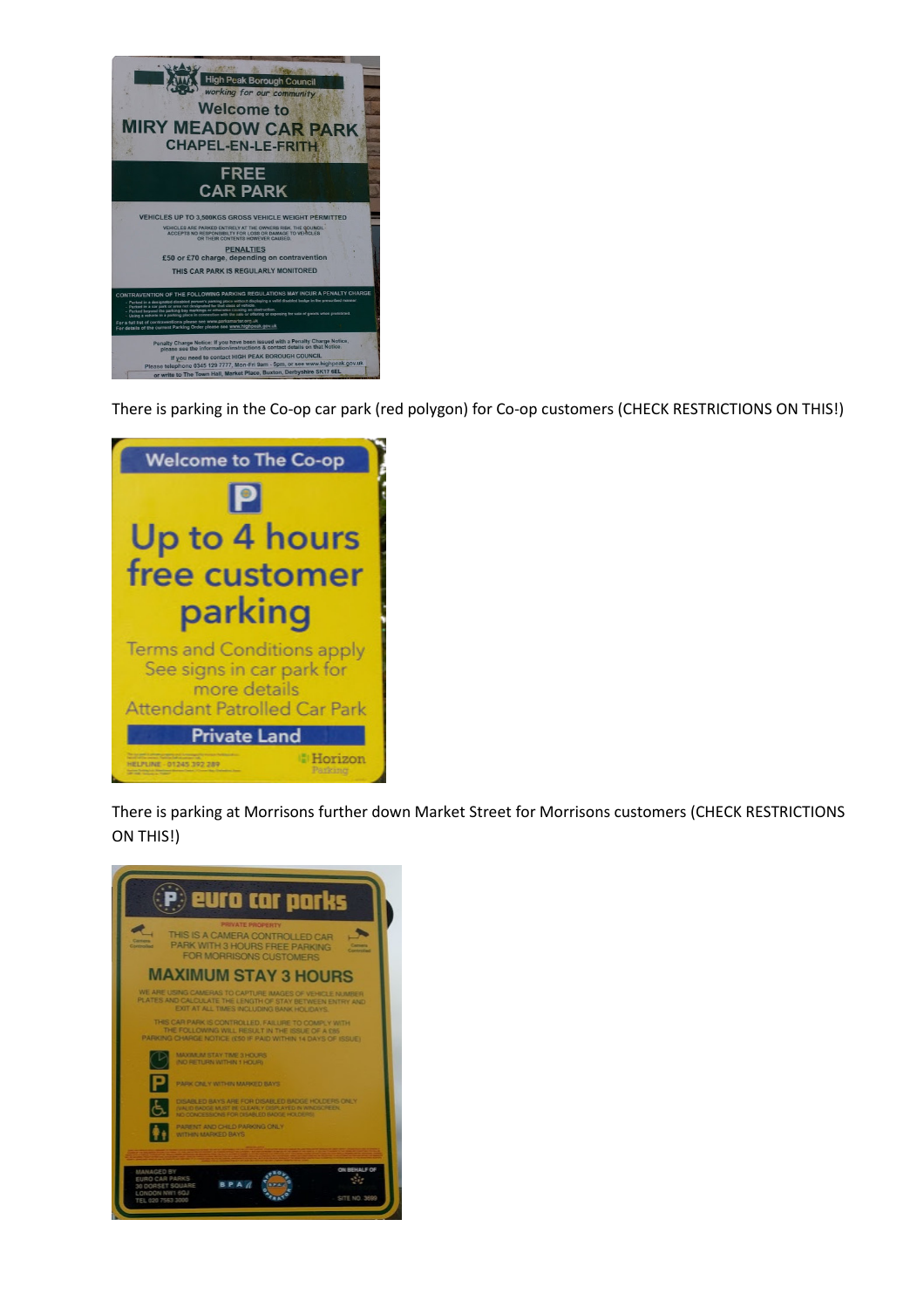There is parking in the Co-op car park (red polygon) for Co-op customers (CHECK RESTRICTIONS ON THIS!)

There is parking at Morrisons further down Market Street for Morrisons customers (CHECK RESTRICTIONS ON THIS!)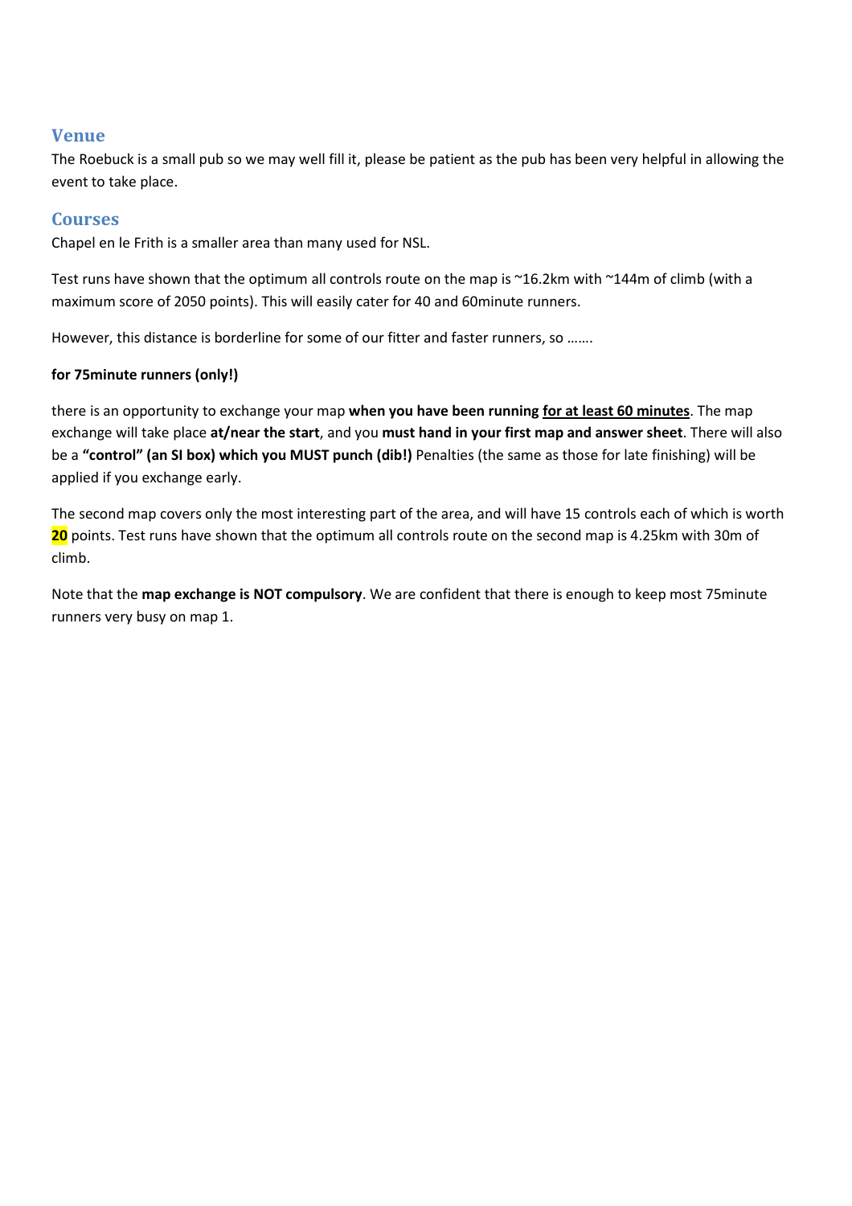## Venue

The Roebuck is a small pub so we may well fill it, please be patient as the pub has been very helpful in allowing the event to take place.

## Courses

Chapel en le Frith is a smaller area than many used for NSL.

Test runs have shown that the optimum all controls route on the map is ~16.2km with ~144m of climb (with a maximum score of 2050 points). This will easily cater for 40 and 60minute runners.

However, this distance is borderline for some of our fitter and faster runners, so …….

**for 75minute runners (only!)**

there is an opportunity to exchange your map **when you have been running for at least 60 minutes**. The map exchange will take place **at/near the start**, and you **must hand in your first map and answer sheet**. There will also be a **"control" (an SI box) which you MUST punch (dib!)** Penalties (the same as those for late finishing) will be applied if you exchange early.

The second map covers only the most interesting part of the area, and will have 15 controls each of which is worth **20** points. Test runs have shown that the optimum all controls route on the second map is 4.25km with 30m of climb.

Note that the **map exchange is NOT compulsory**. We are confident that there is enough to keep most 75minute runners very busy on map 1.